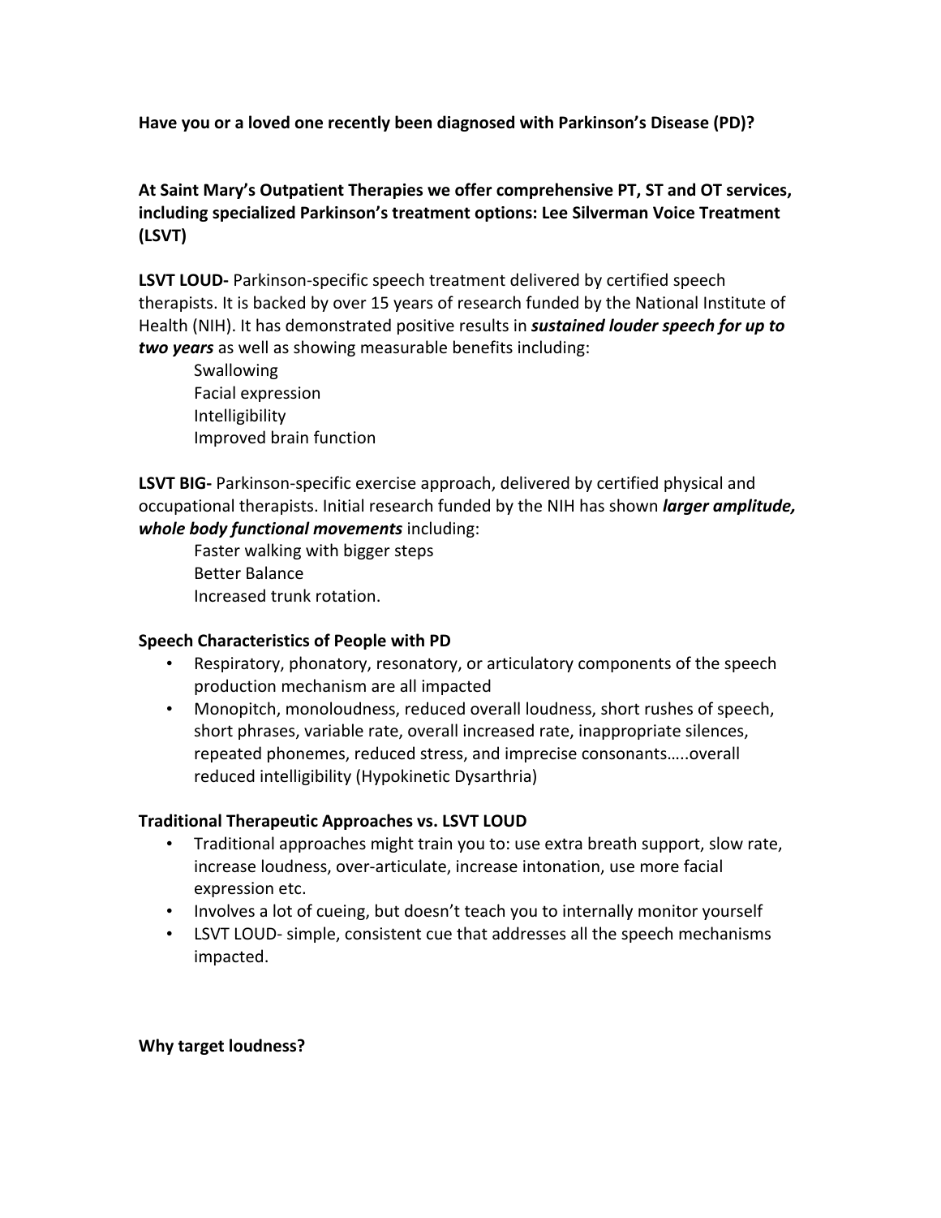**Have you or a loved one recently been diagnosed with Parkinson's Disease (PD)?**

**At Saint Mary's Outpatient Therapies we offer comprehensive PT, ST and OT services, including specialized Parkinson's treatment options: Lee Silverman Voice Treatment (LSVT)**

**LSVT LOUD-** Parkinson-specific speech treatment delivered by certified speech therapists. It is backed by over 15 years of research funded by the National Institute of Health (NIH). It has demonstrated positive results in ***sustained louder speech for up to two years*** as well as showing measurable benefits including:

- Swallowing
- Facial expression
- Intelligibility
- Improved brain function

**LSVT BIG-** Parkinson-specific exercise approach, delivered by certified physical and occupational therapists. Initial research funded by the NIH has shown ***larger amplitude, whole body functional movements*** including:

- Faster walking with bigger steps
- Better Balance
- Increased trunk rotation.

### Speech Characteristics of People with PD

- Respiratory, phonatory, resonatory, or articulatory components of the speech production mechanism are all impacted
- Monopitch, monoloudness, reduced overall loudness, short rushes of speech, short phrases, variable rate, overall increased rate, inappropriate silences, repeated phonemes, reduced stress, and imprecise consonants…..overall reduced intelligibility (Hypokinetic Dysarthria)

### Traditional Therapeutic Approaches vs. LSVT LOUD

- Traditional approaches might train you to: use extra breath support, slow rate, increase loudness, over-articulate, increase intonation, use more facial expression etc.
- Involves a lot of cueing, but doesn't teach you to internally monitor yourself
- LSVT LOUD- simple, consistent cue that addresses all the speech mechanisms impacted.

### Why target loudness?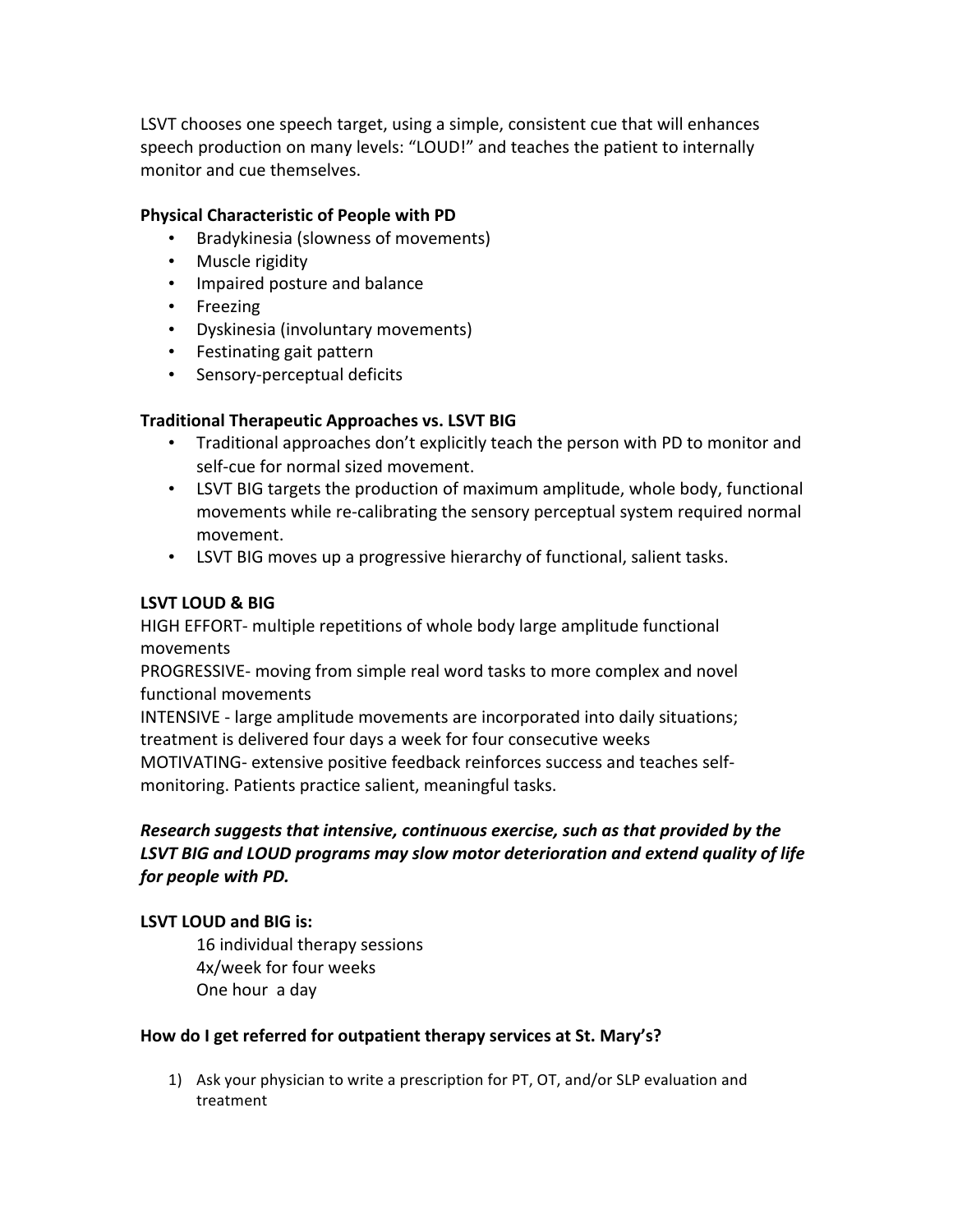LSVT chooses one speech target, using a simple, consistent cue that will enhances speech production on many levels: "LOUD!" and teaches the patient to internally monitor and cue themselves.

**Physical Characteristic of People with PD**

- Bradykinesia (slowness of movements)
- Muscle rigidity
- Impaired posture and balance
- Freezing
- Dyskinesia (involuntary movements)
- Festinating gait pattern
- Sensory-perceptual deficits

**Traditional Therapeutic Approaches vs. LSVT BIG**

- Traditional approaches don't explicitly teach the person with PD to monitor and self-cue for normal sized movement.
- LSVT BIG targets the production of maximum amplitude, whole body, functional movements while re-calibrating the sensory perceptual system required normal movement.
- LSVT BIG moves up a progressive hierarchy of functional, salient tasks.

**LSVT LOUD & BIG**

HIGH EFFORT- multiple repetitions of whole body large amplitude functional movements

PROGRESSIVE- moving from simple real word tasks to more complex and novel functional movements

INTENSIVE - large amplitude movements are incorporated into daily situations; treatment is delivered four days a week for four consecutive weeks

MOTIVATING- extensive positive feedback reinforces success and teaches self-monitoring. Patients practice salient, meaningful tasks.

***Research suggests that intensive, continuous exercise, such as that provided by the LSVT BIG and LOUD programs may slow motor deterioration and extend quality of life for people with PD.***

**LSVT LOUD and BIG is:**

16 individual therapy sessions
4x/week for four weeks
One hour a day

**How do I get referred for outpatient therapy services at St. Mary's?**

1) Ask your physician to write a prescription for PT, OT, and/or SLP evaluation and treatment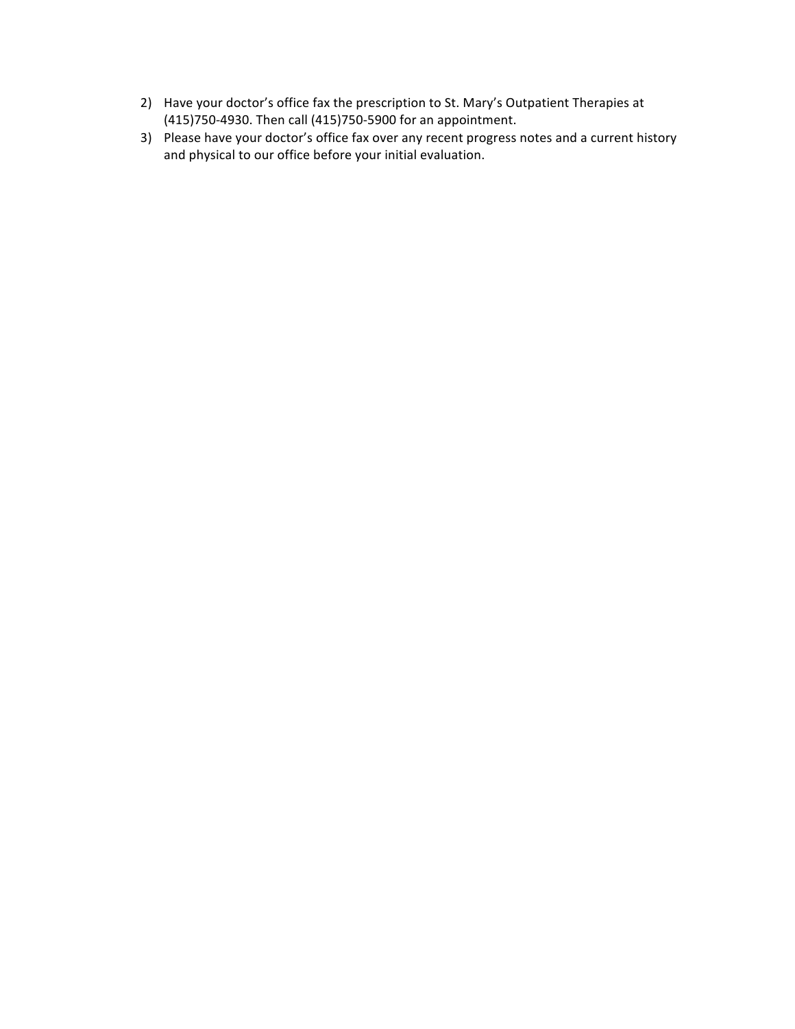2) Have your doctor's office fax the prescription to St. Mary's Outpatient Therapies at (415)750-4930. Then call (415)750-5900 for an appointment.
3) Please have your doctor's office fax over any recent progress notes and a current history and physical to our office before your initial evaluation.